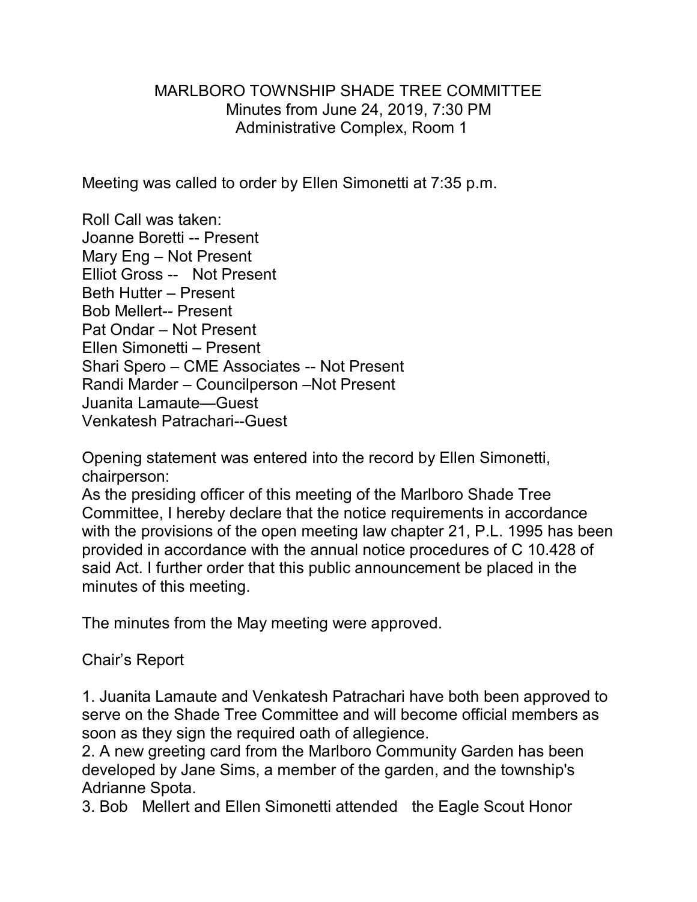# MARLBORO TOWNSHIP SHADE TREE COMMITTEE

Minutes from June 24, 2019, 7:30 PM
Administrative Complex, Room 1

Meeting was called to order by Ellen Simonetti at 7:35 p.m.

Roll Call was taken:
Joanne Boretti -- Present
Mary Eng – Not Present
Elliot Gross -- Not Present
Beth Hutter – Present
Bob Mellert-- Present
Pat Ondar – Not Present
Ellen Simonetti – Present
Shari Spero – CME Associates -- Not Present
Randi Marder – Councilperson –Not Present
Juanita Lamaute—Guest
Venkatesh Patrachari--Guest

Opening statement was entered into the record by Ellen Simonetti, chairperson:
As the presiding officer of this meeting of the Marlboro Shade Tree Committee, I hereby declare that the notice requirements in accordance with the provisions of the open meeting law chapter 21, P.L. 1995 has been provided in accordance with the annual notice procedures of C 10.428 of said Act. I further order that this public announcement be placed in the minutes of this meeting.

The minutes from the May meeting were approved.

Chair's Report

1. Juanita Lamaute and Venkatesh Patrachari have both been approved to serve on the Shade Tree Committee and will become official members as soon as they sign the required oath of allegience.
2. A new greeting card from the Marlboro Community Garden has been developed by Jane Sims, a member of the garden, and the township's Adrianne Spota.
3. Bob Mellert and Ellen Simonetti attended the Eagle Scout Honor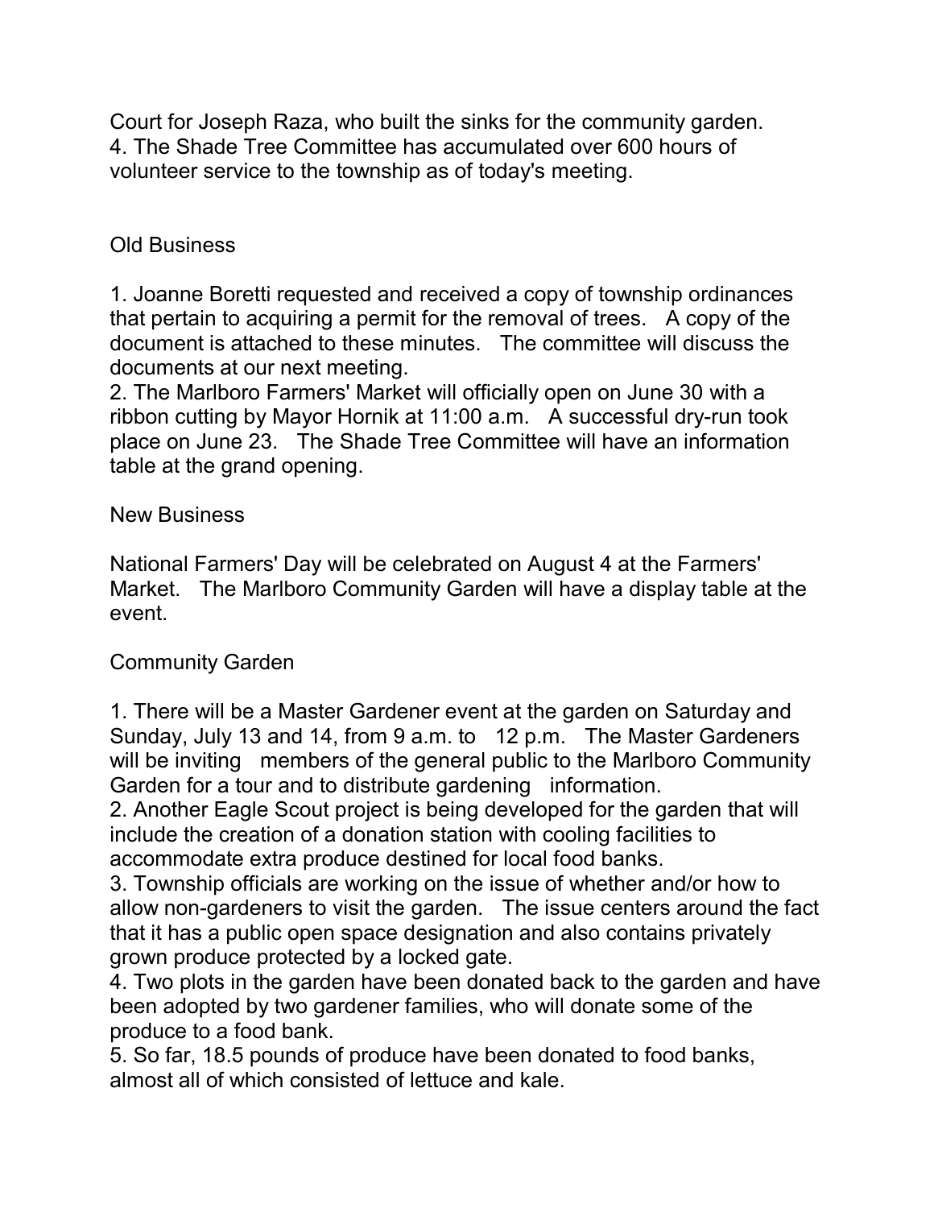Court for Joseph Raza, who built the sinks for the community garden.
4. The Shade Tree Committee has accumulated over 600 hours of volunteer service to the township as of today's meeting.

Old Business

1. Joanne Boretti requested and received a copy of township ordinances that pertain to acquiring a permit for the removal of trees. A copy of the document is attached to these minutes. The committee will discuss the documents at our next meeting.
2. The Marlboro Farmers' Market will officially open on June 30 with a ribbon cutting by Mayor Hornik at 11:00 a.m. A successful dry-run took place on June 23. The Shade Tree Committee will have an information table at the grand opening.

New Business

National Farmers' Day will be celebrated on August 4 at the Farmers' Market. The Marlboro Community Garden will have a display table at the event.

Community Garden

1. There will be a Master Gardener event at the garden on Saturday and Sunday, July 13 and 14, from 9 a.m. to 12 p.m. The Master Gardeners will be inviting members of the general public to the Marlboro Community Garden for a tour and to distribute gardening information.
2. Another Eagle Scout project is being developed for the garden that will include the creation of a donation station with cooling facilities to accommodate extra produce destined for local food banks.
3. Township officials are working on the issue of whether and/or how to allow non-gardeners to visit the garden. The issue centers around the fact that it has a public open space designation and also contains privately grown produce protected by a locked gate.
4. Two plots in the garden have been donated back to the garden and have been adopted by two gardener families, who will donate some of the produce to a food bank.
5. So far, 18.5 pounds of produce have been donated to food banks, almost all of which consisted of lettuce and kale.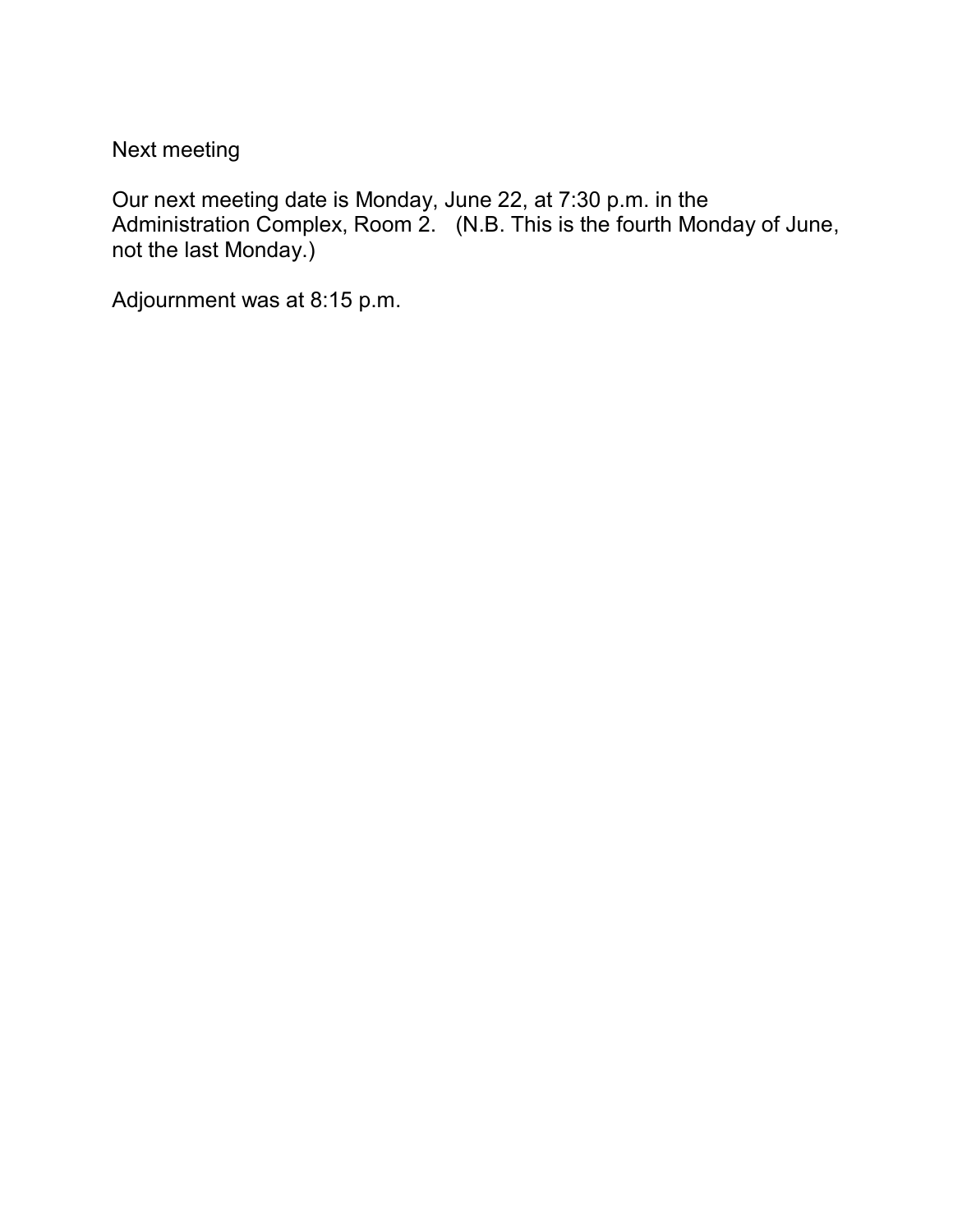Next meeting

Our next meeting date is Monday, June 22, at 7:30 p.m. in the Administration Complex, Room 2. (N.B. This is the fourth Monday of June, not the last Monday.)

Adjournment was at 8:15 p.m.